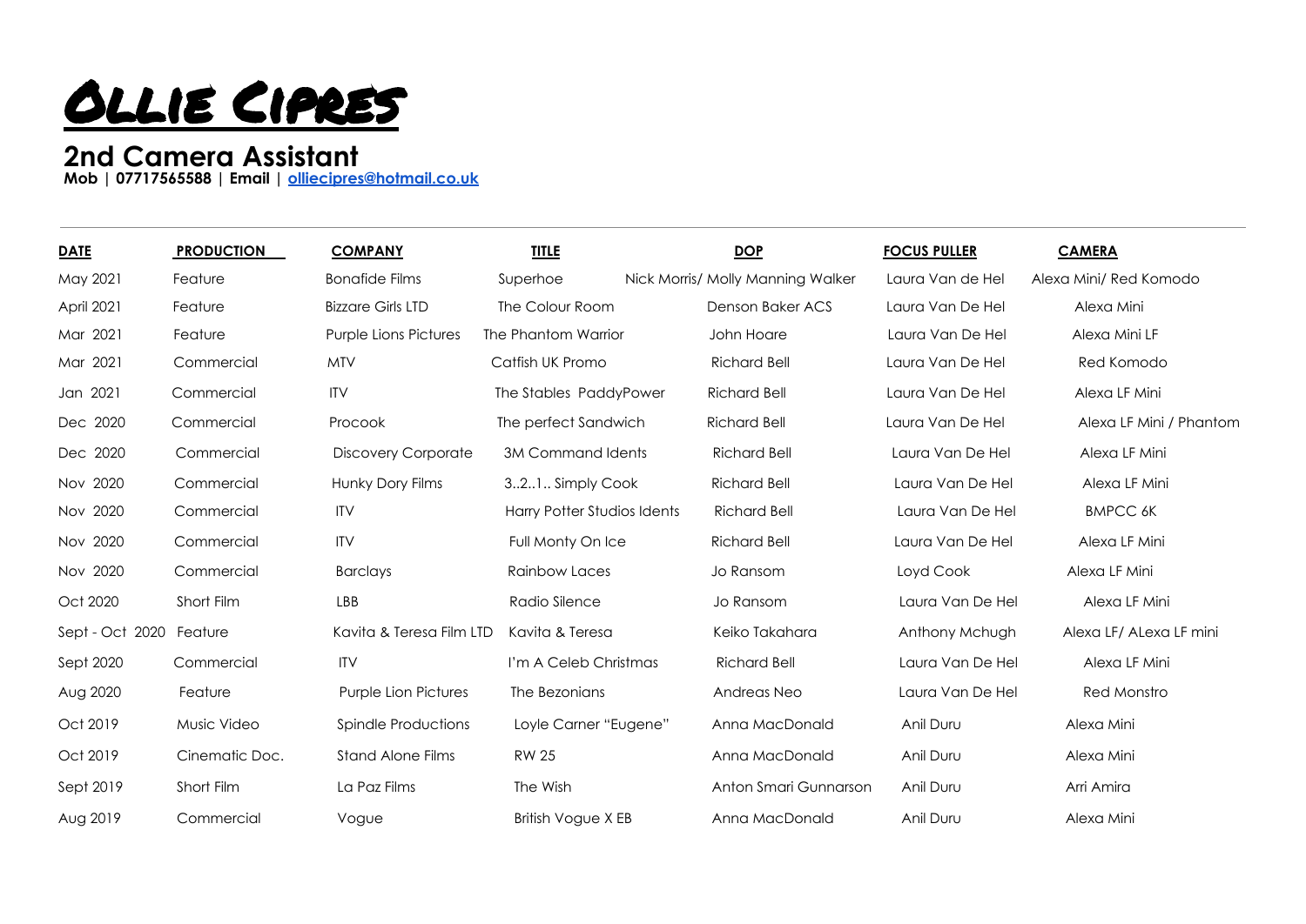# Ollie Cipres

## 2nd Camera Assistant

**Mob | 07717565588 | Email | olliecipres@hotmail.co.uk**

| DATE | PRODUCTION | COMPANY | TITLE | DOP | FOCUS PULLER | CAMERA |
|---|---|---|---|---|---|---|
| May 2021 | Feature | Bonafide Films | Superhoe | Nick Morris/ Molly Manning Walker | Laura Van de Hel | Alexa Mini/ Red Komodo |
| April 2021 | Feature | Bizzare Girls LTD | The Colour Room | Denson Baker ACS | Laura Van De Hel | Alexa Mini |
| Mar 2021 | Feature | Purple Lions Pictures | The Phantom Warrior | John Hoare | Laura Van De Hel | Alexa Mini LF |
| Mar 2021 | Commercial | MTV | Catfish UK Promo | Richard Bell | Laura Van De Hel | Red Komodo |
| Jan 2021 | Commercial | ITV | The Stables PaddyPower | Richard Bell | Laura Van De Hel | Alexa LF Mini |
| Dec 2020 | Commercial | Procook | The perfect Sandwich | Richard Bell | Laura Van De Hel | Alexa LF Mini / Phantom |
| Dec 2020 | Commercial | Discovery Corporate | 3M Command Idents | Richard Bell | Laura Van De Hel | Alexa LF Mini |
| Nov 2020 | Commercial | Hunky Dory Films | 3..2..1.. Simply Cook | Richard Bell | Laura Van De Hel | Alexa LF Mini |
| Nov 2020 | Commercial | ITV | Harry Potter Studios Idents | Richard Bell | Laura Van De Hel | BMPCC 6K |
| Nov 2020 | Commercial | ITV | Full Monty On Ice | Richard Bell | Laura Van De Hel | Alexa LF Mini |
| Nov 2020 | Commercial | Barclays | Rainbow Laces | Jo Ransom | Loyd Cook | Alexa LF Mini |
| Oct 2020 | Short Film | LBB | Radio Silence | Jo Ransom | Laura Van De Hel | Alexa LF Mini |
| Sept - Oct 2020 | Feature | Kavita & Teresa Film LTD | Kavita & Teresa | Keiko Takahara | Anthony Mchugh | Alexa LF/ ALexa LF mini |
| Sept 2020 | Commercial | ITV | I'm A Celeb Christmas | Richard Bell | Laura Van De Hel | Alexa LF Mini |
| Aug 2020 | Feature | Purple Lion Pictures | The Bezonians | Andreas Neo | Laura Van De Hel | Red Monstro |
| Oct 2019 | Music Video | Spindle Productions | Loyle Carner "Eugene" | Anna MacDonald | Anil Duru | Alexa Mini |
| Oct 2019 | Cinematic Doc. | Stand Alone Films | RW 25 | Anna MacDonald | Anil Duru | Alexa Mini |
| Sept 2019 | Short Film | La Paz Films | The Wish | Anton Smari Gunnarson | Anil Duru | Arri Amira |
| Aug 2019 | Commercial | Vogue | British Vogue X EB | Anna MacDonald | Anil Duru | Alexa Mini |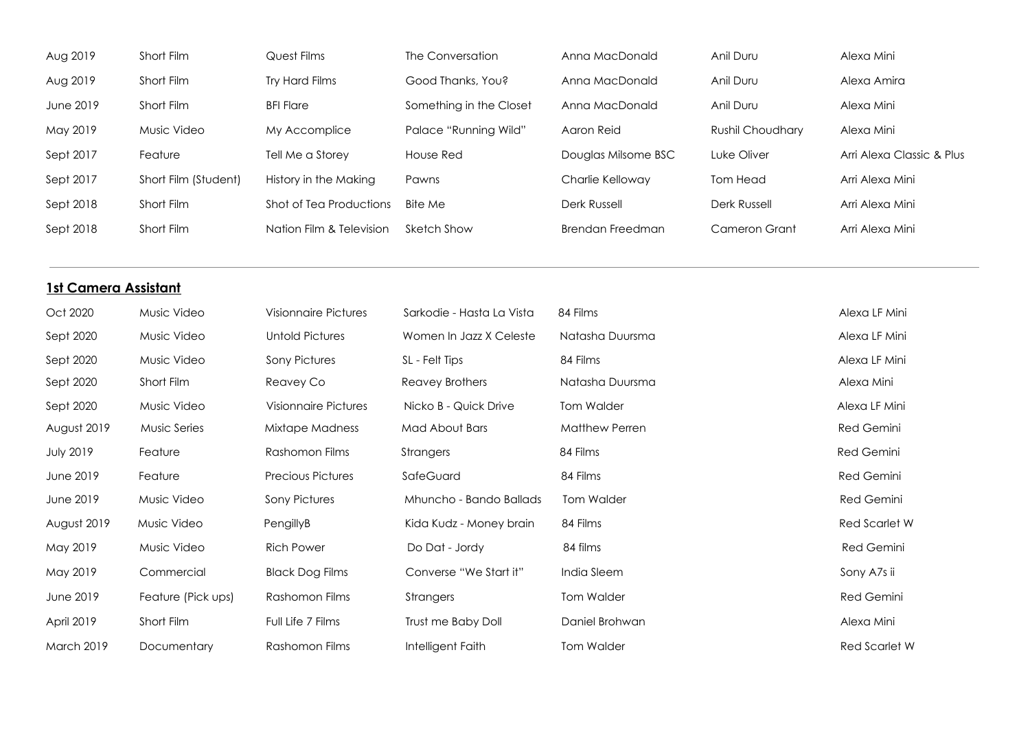| | | | | | | |
|---|---|---|---|---|---|---|
| Aug 2019 | Short Film | Quest Films | The Conversation | Anna MacDonald | Anil Duru | Alexa Mini |
| Aug 2019 | Short Film | Try Hard Films | Good Thanks, You? | Anna MacDonald | Anil Duru | Alexa Amira |
| June 2019 | Short Film | BFI Flare | Something in the Closet | Anna MacDonald | Anil Duru | Alexa Mini |
| May 2019 | Music Video | My Accomplice | Palace "Running Wild" | Aaron Reid | Rushil Choudhary | Alexa Mini |
| Sept 2017 | Feature | Tell Me a Storey | House Red | Douglas Milsome BSC | Luke Oliver | Arri Alexa Classic & Plus |
| Sept 2017 | Short Film (Student) | History in the Making | Pawns | Charlie Kelloway | Tom Head | Arri Alexa Mini |
| Sept 2018 | Short Film | Shot of Tea Productions | Bite Me | Derk Russell | Derk Russell | Arri Alexa Mini |
| Sept 2018 | Short Film | Nation Film & Television | Sketch Show | Brendan Freedman | Cameron Grant | Arri Alexa Mini |

## **1st Camera Assistant**

| | | | | | |
|---|---|---|---|---|---|
| Oct 2020 | Music Video | Visionnaire Pictures | Sarkodie - Hasta La Vista | 84 Films | Alexa LF Mini |
| Sept 2020 | Music Video | Untold Pictures | Women In Jazz X Celeste | Natasha Duursma | Alexa LF Mini |
| Sept 2020 | Music Video | Sony Pictures | SL - Felt Tips | 84 Films | Alexa LF Mini |
| Sept 2020 | Short Film | Reavey Co | Reavey Brothers | Natasha Duursma | Alexa Mini |
| Sept 2020 | Music Video | Visionnaire Pictures | Nicko B - Quick Drive | Tom Walder | Alexa LF Mini |
| August 2019 | Music Series | Mixtape Madness | Mad About Bars | Matthew Perren | Red Gemini |
| July 2019 | Feature | Rashomon Films | Strangers | 84 Films | Red Gemini |
| June 2019 | Feature | Precious Pictures | SafeGuard | 84 Films | Red Gemini |
| June 2019 | Music Video | Sony Pictures | Mhuncho - Bando Ballads | Tom Walder | Red Gemini |
| August 2019 | Music Video | PengillyB | Kida Kudz - Money brain | 84 Films | Red Scarlet W |
| May 2019 | Music Video | Rich Power | Do Dat - Jordy | 84 films | Red Gemini |
| May 2019 | Commercial | Black Dog Films | Converse "We Start it" | India Sleem | Sony A7s ii |
| June 2019 | Feature (Pick ups) | Rashomon Films | Strangers | Tom Walder | Red Gemini |
| April 2019 | Short Film | Full Life 7 Films | Trust me Baby Doll | Daniel Brohwan | Alexa Mini |
| March 2019 | Documentary | Rashomon Films | Intelligent Faith | Tom Walder | Red Scarlet W |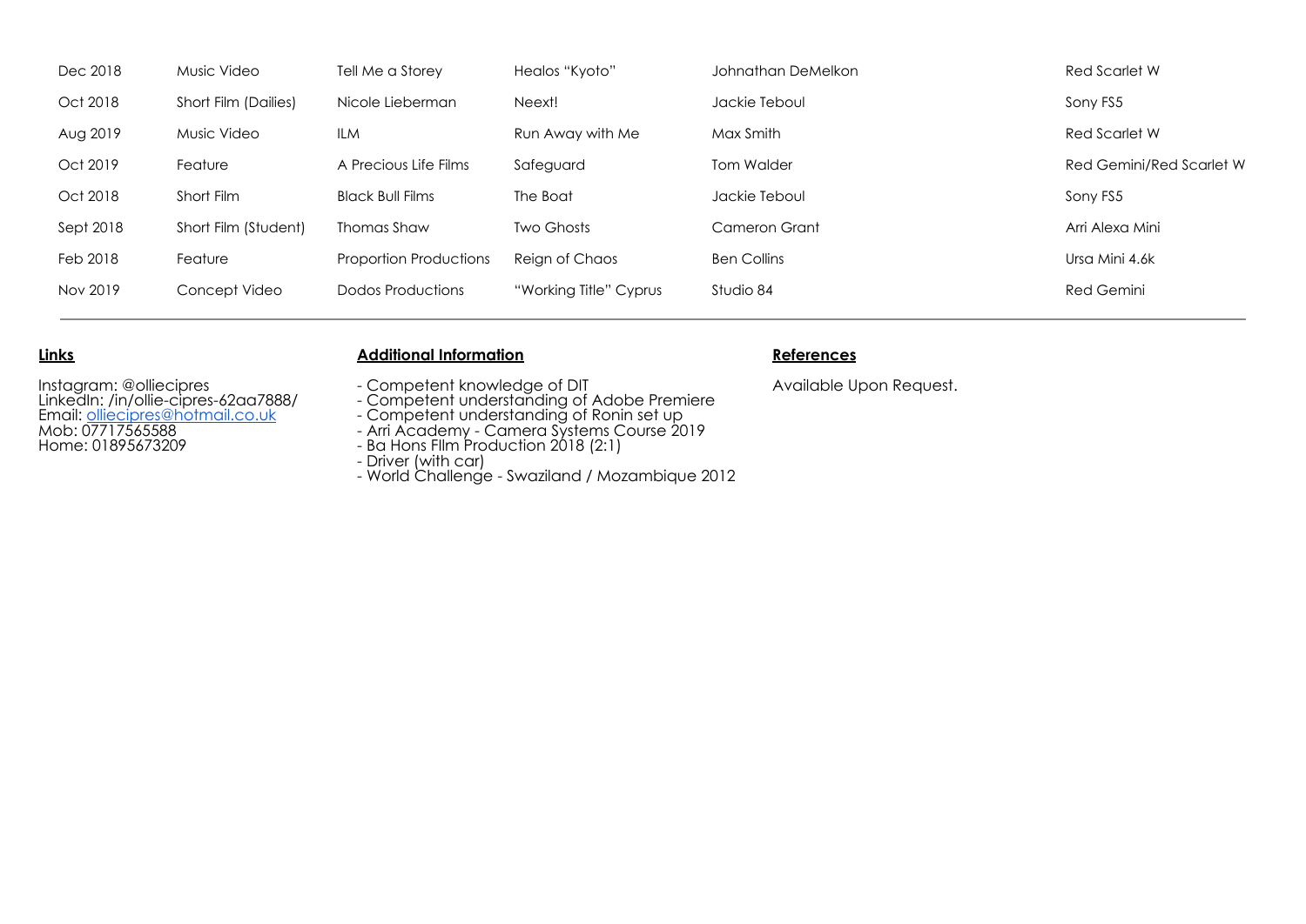| | | | | | |
|---|---|---|---|---|---|
| Dec 2018 | Music Video | Tell Me a Storey | Healos "Kyoto" | Johnathan DeMelkon | Red Scarlet W |
| Oct 2018 | Short Film (Dailies) | Nicole Lieberman | Neext! | Jackie Teboul | Sony FS5 |
| Aug 2019 | Music Video | ILM | Run Away with Me | Max Smith | Red Scarlet W |
| Oct 2019 | Feature | A Precious Life Films | Safeguard | Tom Walder | Red Gemini/Red Scarlet W |
| Oct 2018 | Short Film | Black Bull Films | The Boat | Jackie Teboul | Sony FS5 |
| Sept 2018 | Short Film (Student) | Thomas Shaw | Two Ghosts | Cameron Grant | Arri Alexa Mini |
| Feb 2018 | Feature | Proportion Productions | Reign of Chaos | Ben Collins | Ursa Mini 4.6k |
| Nov 2019 | Concept Video | Dodos Productions | "Working Title" Cyprus | Studio 84 | Red Gemini |

**Links**

Instagram: @olliecipres
LinkedIn: /in/ollie-cipres-62aa7888/
Email: olliecipres@hotmail.co.uk
Mob: 07717565588
Home: 01895673209

**Additional Information**

- Competent knowledge of DIT
- Competent understanding of Adobe Premiere
- Competent understanding of Ronin set up
- Arri Academy - Camera Systems Course 2019
- Ba Hons FIlm Production 2018 (2:1)
- Driver (with car)
- World Challenge - Swaziland / Mozambique 2012

**References**

Available Upon Request.